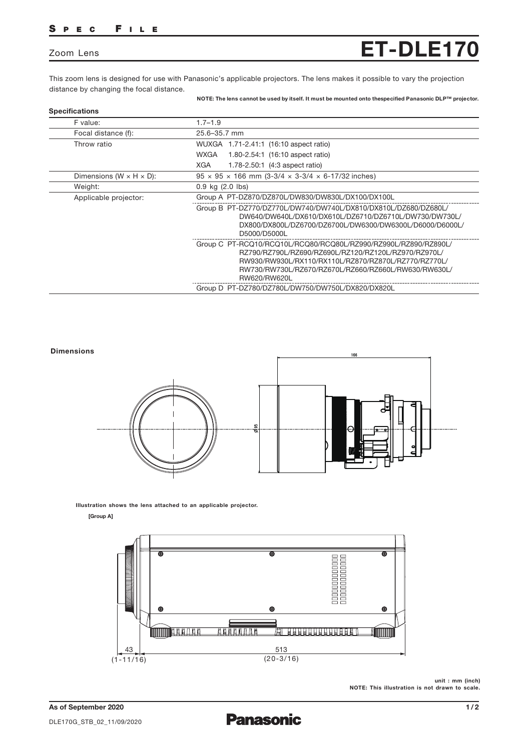# Zoom Lens ET-DLE170

This zoom lens is designed for use with Panasonic's applicable projectors. The lens makes it possible to vary the projection distance by changing the focal distance.

**NOTE: The lens cannot be used by itself. It must be mounted onto thespecified Panasonic DLP™ projector.**

## Specifications

| | |
|---|---|
| F value: | 1.7–1.9 |
| Focal distance (f): | 25.6–35.7 mm |
| Throw ratio | WUXGA 1.71-2.41:1 (16:10 aspect ratio)<br>WXGA 1.80-2.54:1 (16:10 aspect ratio)<br>XGA 1.78-2.50:1 (4:3 aspect ratio) |
| Dimensions (W × H × D): | 95 × 95 × 166 mm (3-3/4 × 3-3/4 × 6-17/32 inches) |
| Weight: | 0.9 kg (2.0 lbs) |
| Applicable projector: | Group A PT-DZ870/DZ870L/DW830/DW830L/DX100/DX100L |
| | Group B PT-DZ770/DZ770L/DW740/DW740L/DX810/DX810L/DZ680/DZ680L/DW640/DW640L/DX610/DX610L/DZ6710/DZ6710L/DW730/DW730L/DX800/DX800L/DZ6700/DZ6700L/DW6300/DW6300L/DX6000/D6000L/D5000/D5000L |
| | Group C PT-RCQ10/RCQ10L/RCQ80/RCQ80L/RZ990/RZ990L/RZ890/RZ890L/RZ790/RZ790L/RZ690/RZ690L/RZ120/RZ120L/RZ970/RZ970L/RW930/RW930L/RX110/RX110L/RZ870/RZ870L/RZ770/RZ770L/RW730/RW730L/RZ670/RZ670L/RZ660/RZ660L/RW630/RW630L/RW620/RW620L |
| | Group D PT-DZ780/DZ780L/DW750/DW750L/DX820/DX820L |

## Dimensions

166

ø95

Illustration shows the lens attached to an applicable projector.

[Group A]

43 (1-11/16)

513 (20-3/16)

unit : mm (inch)
NOTE: This illustration is not drawn to scale.

As of September 2020

DLE170G_STB_02_11/09/2020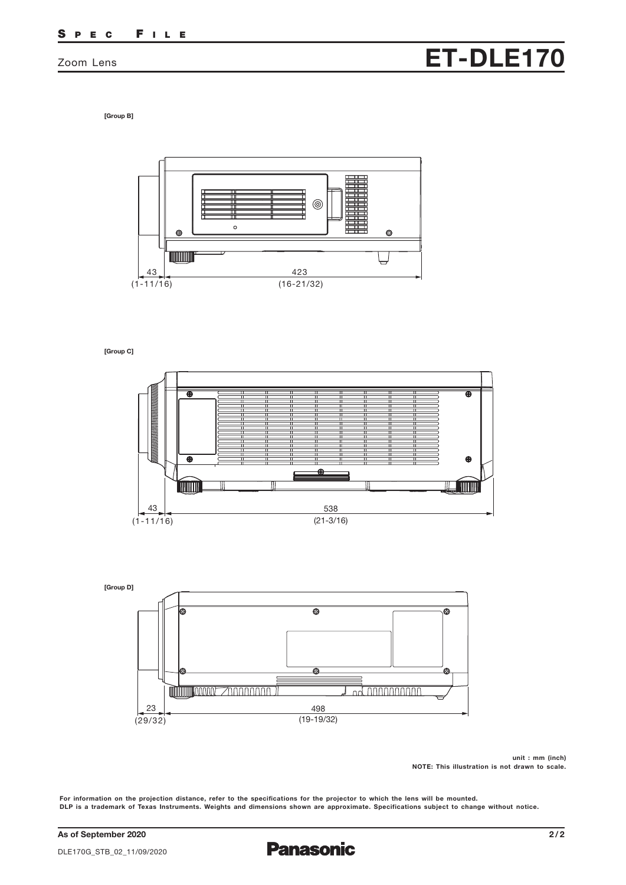# Zoom Lens ET-DLE170

[Group B]

43
(1-11/16)
423
(16-21/32)

[Group C]

43
(1-11/16)
538
(21-3/16)

[Group D]

23
(29/32)
498
(19-19/32)

unit : mm (inch)
NOTE: This illustration is not drawn to scale.

For information on the projection distance, refer to the specifications for the projector to which the lens will be mounted.
DLP is a trademark of Texas Instruments. Weights and dimensions shown are approximate. Specifications subject to change without notice.

As of September 2020

DLE170G_STB_02_11/09/2020